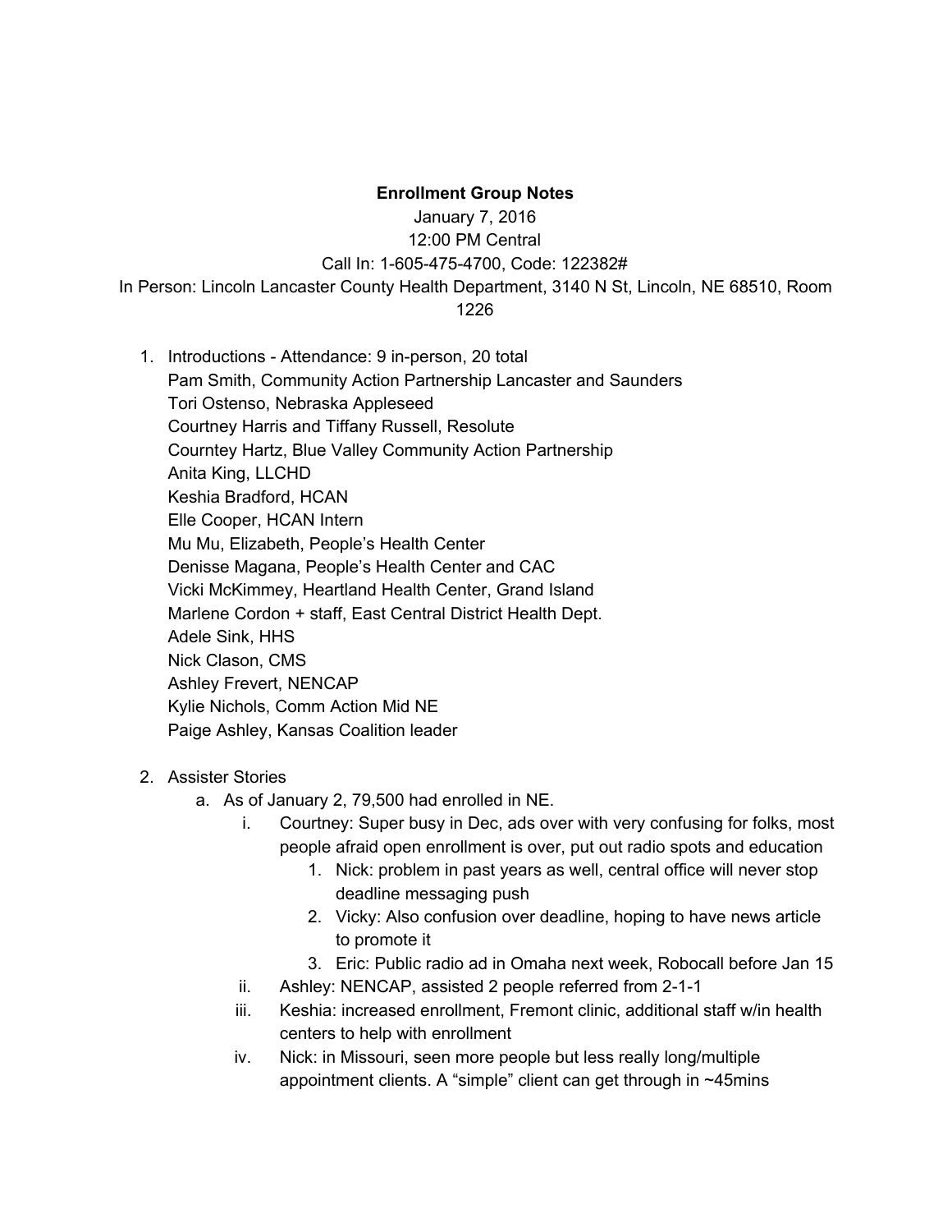**Enrollment Group Notes**

January 7, 2016

12:00 PM Central

Call In: 1-605-475-4700, Code: 122382#

In Person: Lincoln Lancaster County Health Department, 3140 N St, Lincoln, NE 68510, Room 1226

1. Introductions - Attendance: 9 in-person, 20 total
   Pam Smith, Community Action Partnership Lancaster and Saunders
   Tori Ostenso, Nebraska Appleseed
   Courtney Harris and Tiffany Russell, Resolute
   Courntey Hartz, Blue Valley Community Action Partnership
   Anita King, LLCHD
   Keshia Bradford, HCAN
   Elle Cooper, HCAN Intern
   Mu Mu, Elizabeth, People's Health Center
   Denisse Magana, People's Health Center and CAC
   Vicki McKimmey, Heartland Health Center, Grand Island
   Marlene Cordon + staff, East Central District Health Dept.
   Adele Sink, HHS
   Nick Clason, CMS
   Ashley Frevert, NENCAP
   Kylie Nichols, Comm Action Mid NE
   Paige Ashley, Kansas Coalition leader

2. Assister Stories
   a. As of January 2, 79,500 had enrolled in NE.
      i. Courtney: Super busy in Dec, ads over with very confusing for folks, most people afraid open enrollment is over, put out radio spots and education
         1. Nick: problem in past years as well, central office will never stop deadline messaging push
         2. Vicky: Also confusion over deadline, hoping to have news article to promote it
         3. Eric: Public radio ad in Omaha next week, Robocall before Jan 15
      ii. Ashley: NENCAP, assisted 2 people referred from 2-1-1
      iii. Keshia: increased enrollment, Fremont clinic, additional staff w/in health centers to help with enrollment
      iv. Nick: in Missouri, seen more people but less really long/multiple appointment clients. A "simple" client can get through in ~45mins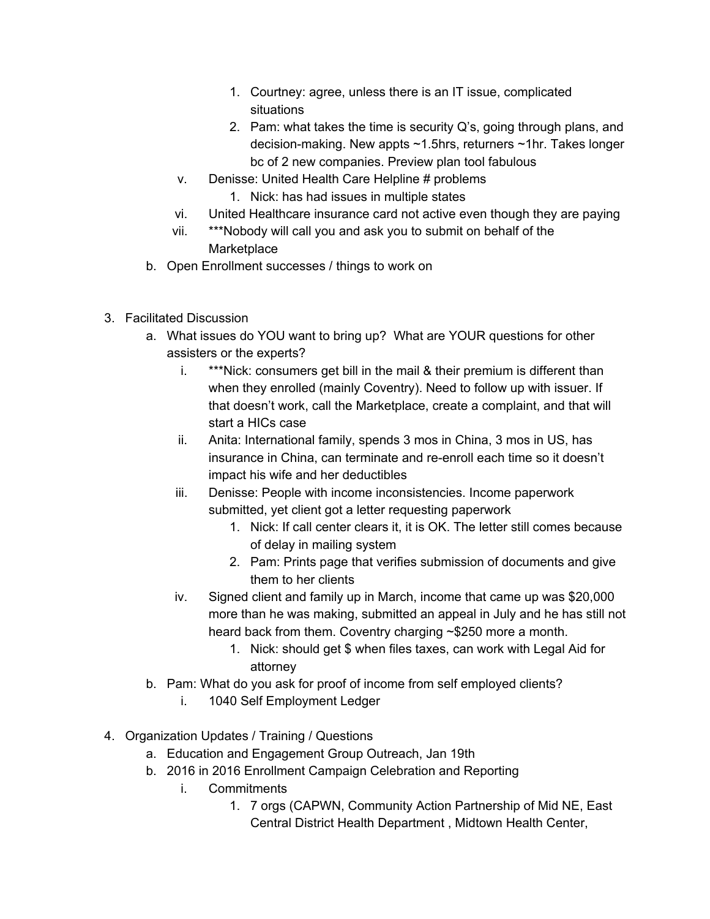1. Courtney: agree, unless there is an IT issue, complicated situations
2. Pam: what takes the time is security Q's, going through plans, and decision-making. New appts ~1.5hrs, returners ~1hr. Takes longer bc of 2 new companies. Preview plan tool fabulous

v. Denisse: United Health Care Helpline # problems
   1. Nick: has had issues in multiple states

vi. United Healthcare insurance card not active even though they are paying

vii. ***Nobody will call you and ask you to submit on behalf of the Marketplace

b. Open Enrollment successes / things to work on

3. Facilitated Discussion
   a. What issues do YOU want to bring up? What are YOUR questions for other assisters or the experts?
      i. ***Nick: consumers get bill in the mail & their premium is different than when they enrolled (mainly Coventry). Need to follow up with issuer. If that doesn't work, call the Marketplace, create a complaint, and that will start a HICs case
      ii. Anita: International family, spends 3 mos in China, 3 mos in US, has insurance in China, can terminate and re-enroll each time so it doesn't impact his wife and her deductibles
      iii. Denisse: People with income inconsistencies. Income paperwork submitted, yet client got a letter requesting paperwork
         1. Nick: If call center clears it, it is OK. The letter still comes because of delay in mailing system
         2. Pam: Prints page that verifies submission of documents and give them to her clients
      iv. Signed client and family up in March, income that came up was $20,000 more than he was making, submitted an appeal in July and he has still not heard back from them. Coventry charging ~$250 more a month.
         1. Nick: should get $ when files taxes, can work with Legal Aid for attorney
   b. Pam: What do you ask for proof of income from self employed clients?
      i. 1040 Self Employment Ledger

4. Organization Updates / Training / Questions
   a. Education and Engagement Group Outreach, Jan 19th
   b. 2016 in 2016 Enrollment Campaign Celebration and Reporting
      i. Commitments
         1. 7 orgs (CAPWN, Community Action Partnership of Mid NE, East Central District Health Department , Midtown Health Center,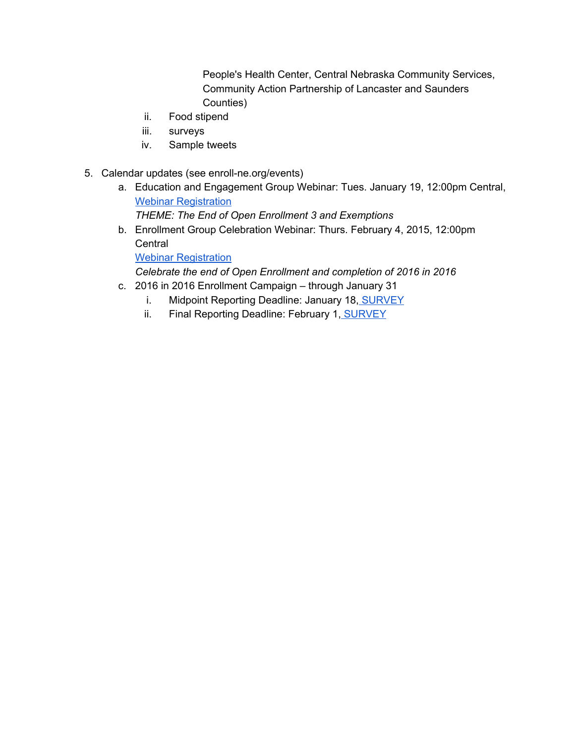People's Health Center, Central Nebraska Community Services, Community Action Partnership of Lancaster and Saunders Counties)

   ii. Food stipend
   iii. surveys
   iv. Sample tweets

5. Calendar updates (see enroll-ne.org/events)
   a. Education and Engagement Group Webinar: Tues. January 19, 12:00pm Central, Webinar Registration
      *THEME: The End of Open Enrollment 3 and Exemptions*
   b. Enrollment Group Celebration Webinar: Thurs. February 4, 2015, 12:00pm Central
      Webinar Registration
      *Celebrate the end of Open Enrollment and completion of 2016 in 2016*
   c. 2016 in 2016 Enrollment Campaign – through January 31
      i. Midpoint Reporting Deadline: January 18, SURVEY
      ii. Final Reporting Deadline: February 1, SURVEY